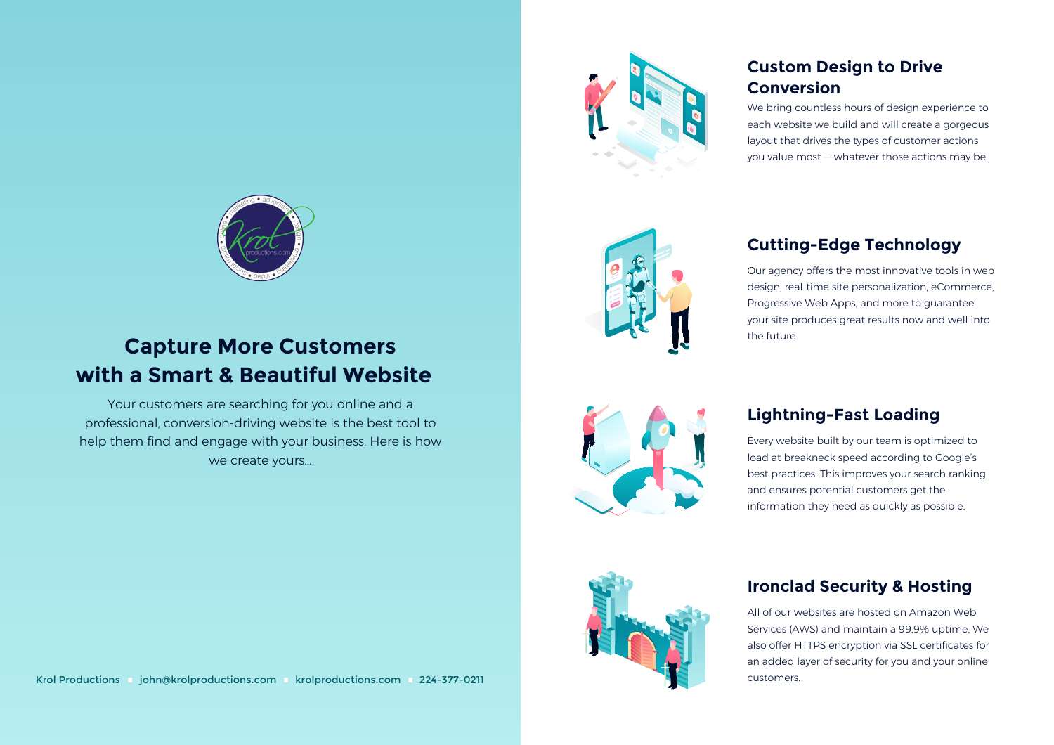# Capture More Customers with a Smart & Beautiful Website

Your customers are searching for you online and a professional, conversion-driving website is the best tool to help them find and engage with your business. Here is how we create yours...

Krol Productions ▪ john@krolproductions.com ▪ krolproductions.com ▪ 224-377-0211

## Custom Design to Drive Conversion

We bring countless hours of design experience to each website we build and will create a gorgeous layout that drives the types of customer actions you value most — whatever those actions may be.

## Cutting-Edge Technology

Our agency offers the most innovative tools in web design, real-time site personalization, eCommerce, Progressive Web Apps, and more to guarantee your site produces great results now and well into the future.

## Lightning-Fast Loading

Every website built by our team is optimized to load at breakneck speed according to Google's best practices. This improves your search ranking and ensures potential customers get the information they need as quickly as possible.

## Ironclad Security & Hosting

All of our websites are hosted on Amazon Web Services (AWS) and maintain a 99.9% uptime. We also offer HTTPS encryption via SSL certificates for an added layer of security for you and your online customers.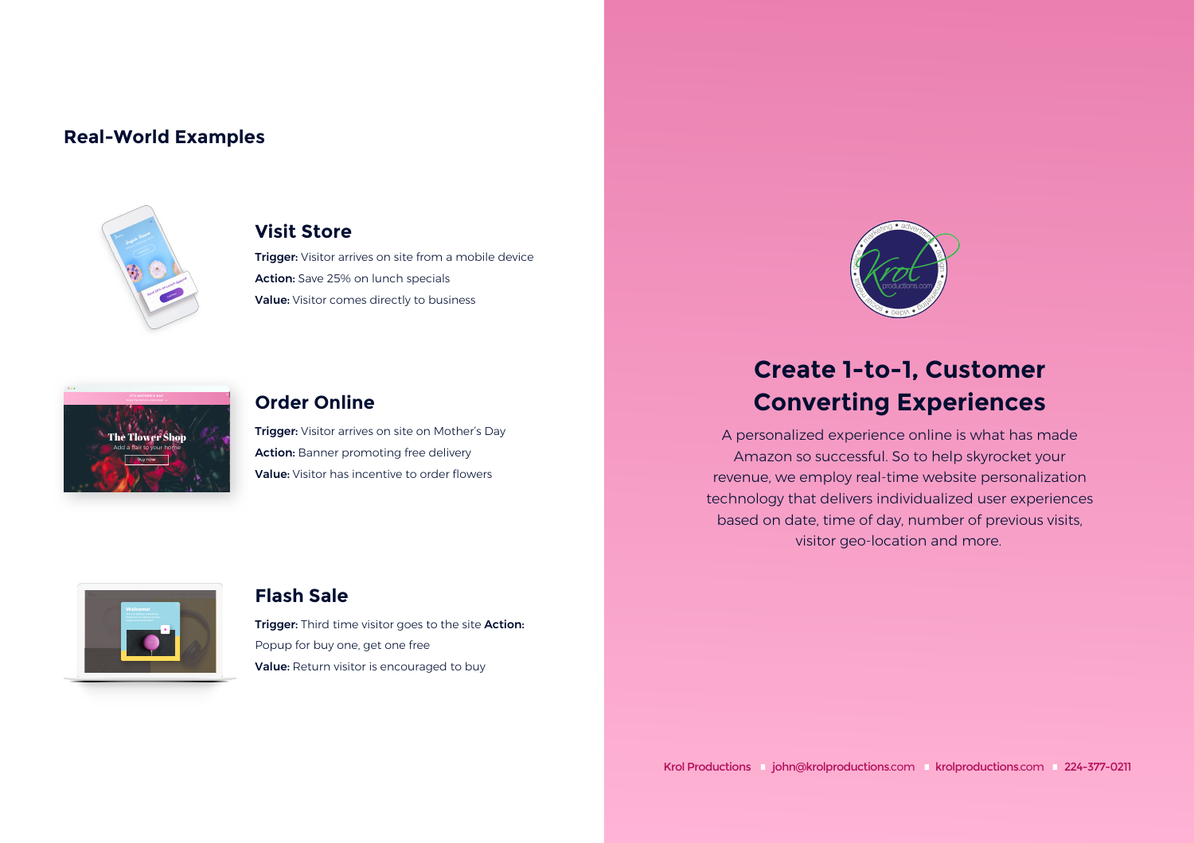## Real-World Examples

### Visit Store

**Trigger:** Visitor arrives on site from a mobile device
**Action:** Save 25% on lunch specials
**Value:** Visitor comes directly to business

### Order Online

**Trigger:** Visitor arrives on site on Mother's Day
**Action:** Banner promoting free delivery
**Value:** Visitor has incentive to order flowers

### Flash Sale

**Trigger:** Third time visitor goes to the site **Action:** Popup for buy one, get one free
**Value:** Return visitor is encouraged to buy

## Create 1-to-1, Customer Converting Experiences

A personalized experience online is what has made Amazon so successful. So to help skyrocket your revenue, we employ real-time website personalization technology that delivers individualized user experiences based on date, time of day, number of previous visits, visitor geo-location and more.

Krol Productions ▪ john@krolproductions.com ▪ krolproductions.com ▪ 224-377-0211